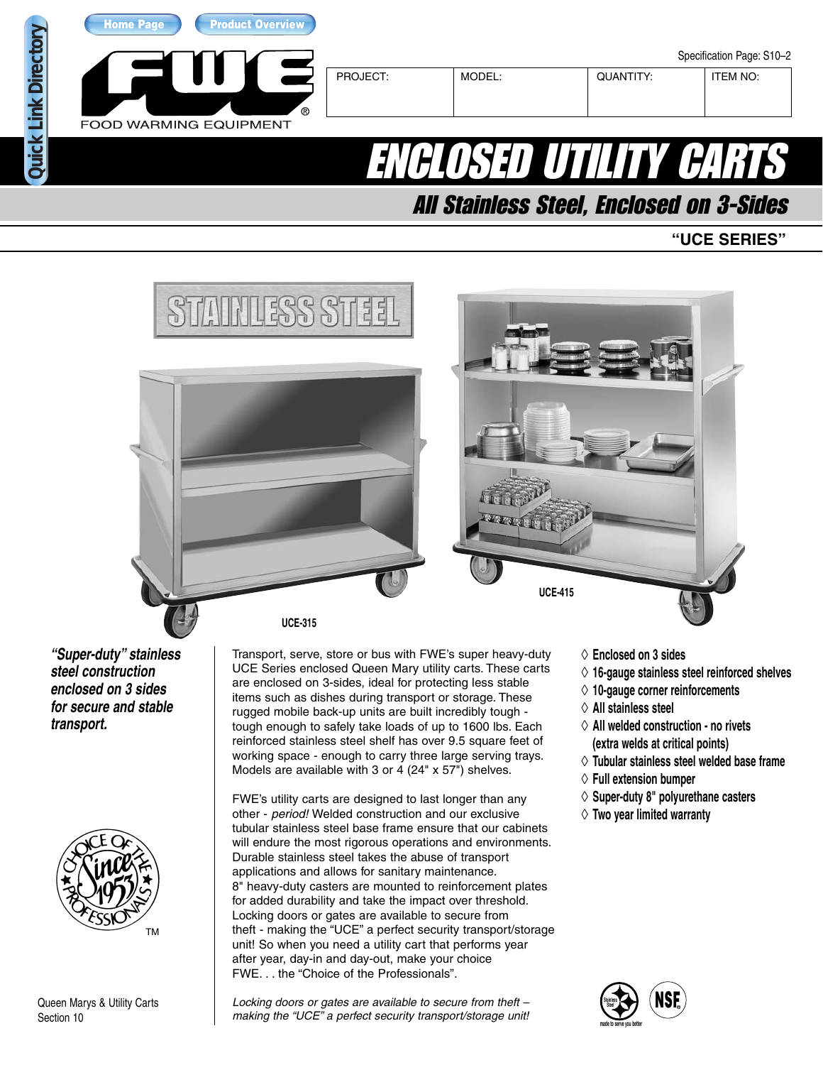Quick Link Directory

Home Page | Product Overview

FWE® FOOD WARMING EQUIPMENT

Specification Page: S10–2

| PROJECT: | MODEL: | QUANTITY: | ITEM NO: |
|---|---|---|---|
| | | | |

# ENCLOSED UTILITY CARTS

## All Stainless Steel, Enclosed on 3-Sides

### "UCE SERIES"

STAINLESS STEEL

UCE-315

UCE-415

***"Super-duty" stainless steel construction enclosed on 3 sides for secure and stable transport.***

Transport, serve, store or bus with FWE's super heavy-duty UCE Series enclosed Queen Mary utility carts. These carts are enclosed on 3-sides, ideal for protecting less stable items such as dishes during transport or storage. These rugged mobile back-up units are built incredibly tough - tough enough to safely take loads of up to 1600 lbs. Each reinforced stainless steel shelf has over 9.5 square feet of working space - enough to carry three large serving trays. Models are available with 3 or 4 (24" x 57") shelves.

FWE's utility carts are designed to last longer than any other - *period!* Welded construction and our exclusive tubular stainless steel base frame ensure that our cabinets will endure the most rigorous operations and environments. Durable stainless steel takes the abuse of transport applications and allows for sanitary maintenance. 8" heavy-duty casters are mounted to reinforcement plates for added durability and take the impact over threshold. Locking doors or gates are available to secure from theft - making the "UCE" a perfect security transport/storage unit! So when you need a utility cart that performs year after year, day-in and day-out, make your choice FWE. . . the "Choice of the Professionals".

*Locking doors or gates are available to secure from theft – making the "UCE" a perfect security transport/storage unit!*

- ◊ **Enclosed on 3 sides**
- ◊ **16-gauge stainless steel reinforced shelves**
- ◊ **10-gauge corner reinforcements**
- ◊ **All stainless steel**
- ◊ **All welded construction - no rivets (extra welds at critical points)**
- ◊ **Tubular stainless steel welded base frame**
- ◊ **Full extension bumper**
- ◊ **Super-duty 8" polyurethane casters**
- ◊ **Two year limited warranty**

CHOICE OF THE PROFESSIONALS Since 1953 TM

Stainless Steel made to serve you better | NSF

Queen Marys & Utility Carts
Section 10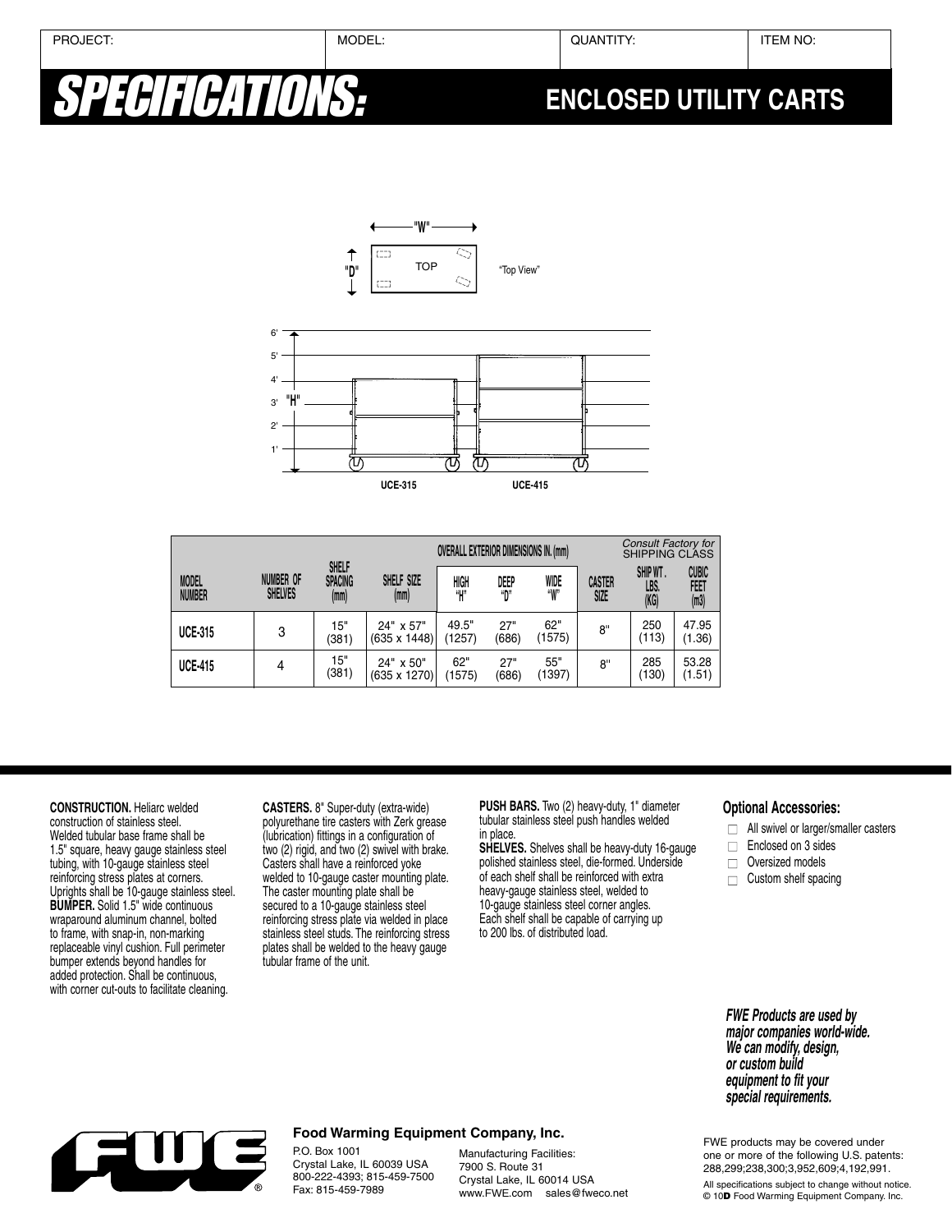| PROJECT: | MODEL: | QUANTITY: | ITEM NO: |
|---|---|---|---|

# SPECIFICATIONS: ENCLOSED UTILITY CARTS

"W"
"D"
TOP
"Top View"

6'
5'
4'
3' "H"
2'
1'
UCE-315
UCE-415

| MODEL NUMBER | NUMBER OF SHELVES | SHELF SPACING (mm) | SHELF SIZE (mm) | OVERALL EXTERIOR DIMENSIONS IN. (mm) HIGH "H" | DEEP "D" | WIDE "W" | CASTER SIZE | Consult Factory for SHIPPING CLASS SHIP WT. LBS. (KG) | CUBIC FEET (m3) |
|---|---|---|---|---|---|---|---|---|---|
| UCE-315 | 3 | 15" (381) | 24" x 57" (635 x 1448) | 49.5" (1257) | 27" (686) | 62" (1575) | 8" | 250 (113) | 47.95 (1.36) |
| UCE-415 | 4 | 15" (381) | 24" x 50" (635 x 1270) | 62" (1575) | 27" (686) | 55" (1397) | 8" | 285 (130) | 53.28 (1.51) |

**CONSTRUCTION.** Heliarc welded construction of stainless steel. Welded tubular base frame shall be 1.5" square, heavy gauge stainless steel tubing, with 10-gauge stainless steel reinforcing stress plates at corners. Uprights shall be 10-gauge stainless steel.
**BUMPER.** Solid 1.5" wide continuous wraparound aluminum channel, bolted to frame, with snap-in, non-marking replaceable vinyl cushion. Full perimeter bumper extends beyond handles for added protection. Shall be continuous, with corner cut-outs to facilitate cleaning.

**CASTERS.** 8" Super-duty (extra-wide) polyurethane tire casters with Zerk grease (lubrication) fittings in a configuration of two (2) rigid, and two (2) swivel with brake. Casters shall have a reinforced yoke welded to 10-gauge caster mounting plate. The caster mounting plate shall be secured to a 10-gauge stainless steel reinforcing stress plate via welded in place stainless steel studs. The reinforcing stress plates shall be welded to the heavy gauge tubular frame of the unit.

**PUSH BARS.** Two (2) heavy-duty, 1" diameter tubular stainless steel push handles welded in place.
**SHELVES.** Shelves shall be heavy-duty 16-gauge polished stainless steel, die-formed. Underside of each shelf shall be reinforced with extra heavy-gauge stainless steel, welded to 10-gauge stainless steel corner angles. Each shelf shall be capable of carrying up to 200 lbs. of distributed load.

## Optional Accessories:

- ☐ All swivel or larger/smaller casters
- ☐ Enclosed on 3 sides
- ☐ Oversized models
- ☐ Custom shelf spacing

***FWE Products are used by major companies world-wide. We can modify, design, or custom build equipment to fit your special requirements.***

**Food Warming Equipment Company, Inc.**

P.O. Box 1001
Crystal Lake, IL 60039 USA
800-222-4393; 815-459-7500
Fax: 815-459-7989

Manufacturing Facilities:
7900 S. Route 31
Crystal Lake, IL 60014 USA
www.FWE.com sales@fweco.net

FWE products may be covered under one or more of the following U.S. patents: 288,299;238,300;3,952,609;4,192,991.

All specifications subject to change without notice.
© 10D Food Warming Equipment Company. Inc.